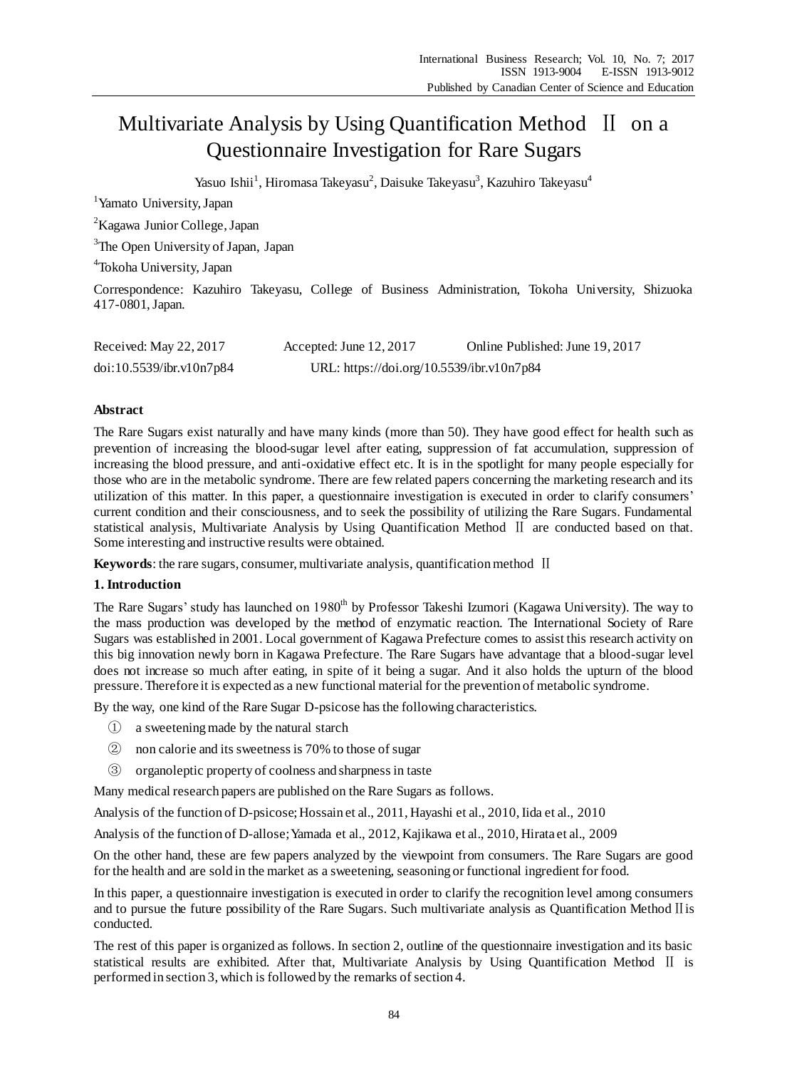# Multivariate Analysis by Using Quantification Method Ⅱ on a Questionnaire Investigation for Rare Sugars

Yasuo Ishii[1], Hiromasa Takeyasu[2], Daisuke Takeyasu[3], Kazuhiro Takeyasu[4]

[1]Yamato University, Japan

[2]Kagawa Junior College, Japan

[3]The Open University of Japan, Japan

[4]Tokoha University, Japan

Correspondence: Kazuhiro Takeyasu, College of Business Administration, Tokoha University, Shizuoka 417-0801, Japan.

Received: May 22, 2017   Accepted: June 12, 2017   Online Published: June 19, 2017

doi:10.5539/ibr.v10n7p84   URL: https://doi.org/10.5539/ibr.v10n7p84

**Abstract**

The Rare Sugars exist naturally and have many kinds (more than 50). They have good effect for health such as prevention of increasing the blood-sugar level after eating, suppression of fat accumulation, suppression of increasing the blood pressure, and anti-oxidative effect etc. It is in the spotlight for many people especially for those who are in the metabolic syndrome. There are few related papers concerning the marketing research and its utilization of this matter. In this paper, a questionnaire investigation is executed in order to clarify consumers' current condition and their consciousness, and to seek the possibility of utilizing the Rare Sugars. Fundamental statistical analysis, Multivariate Analysis by Using Quantification Method Ⅱ are conducted based on that. Some interesting and instructive results were obtained.

**Keywords**: the rare sugars, consumer, multivariate analysis, quantification method Ⅱ

## 1. Introduction

The Rare Sugars' study has launched on 1980th by Professor Takeshi Izumori (Kagawa University). The way to the mass production was developed by the method of enzymatic reaction. The International Society of Rare Sugars was established in 2001. Local government of Kagawa Prefecture comes to assist this research activity on this big innovation newly born in Kagawa Prefecture. The Rare Sugars have advantage that a blood-sugar level does not increase so much after eating, in spite of it being a sugar. And it also holds the upturn of the blood pressure. Therefore it is expected as a new functional material for the prevention of metabolic syndrome.

By the way, one kind of the Rare Sugar D-psicose has the following characteristics.

① a sweetening made by the natural starch

② non calorie and its sweetness is 70% to those of sugar

③ organoleptic property of coolness and sharpness in taste

Many medical research papers are published on the Rare Sugars as follows.

Analysis of the function of D-psicose; Hossain et al., 2011, Hayashi et al., 2010, Iida et al., 2010

Analysis of the function of D-allose; Yamada et al., 2012, Kajikawa et al., 2010, Hirata et al., 2009

On the other hand, these are few papers analyzed by the viewpoint from consumers. The Rare Sugars are good for the health and are sold in the market as a sweetening, seasoning or functional ingredient for food.

In this paper, a questionnaire investigation is executed in order to clarify the recognition level among consumers and to pursue the future possibility of the Rare Sugars. Such multivariate analysis as Quantification Method Ⅱ is conducted.

The rest of this paper is organized as follows. In section 2, outline of the questionnaire investigation and its basic statistical results are exhibited. After that, Multivariate Analysis by Using Quantification Method Ⅱ is performed in section 3, which is followed by the remarks of section 4.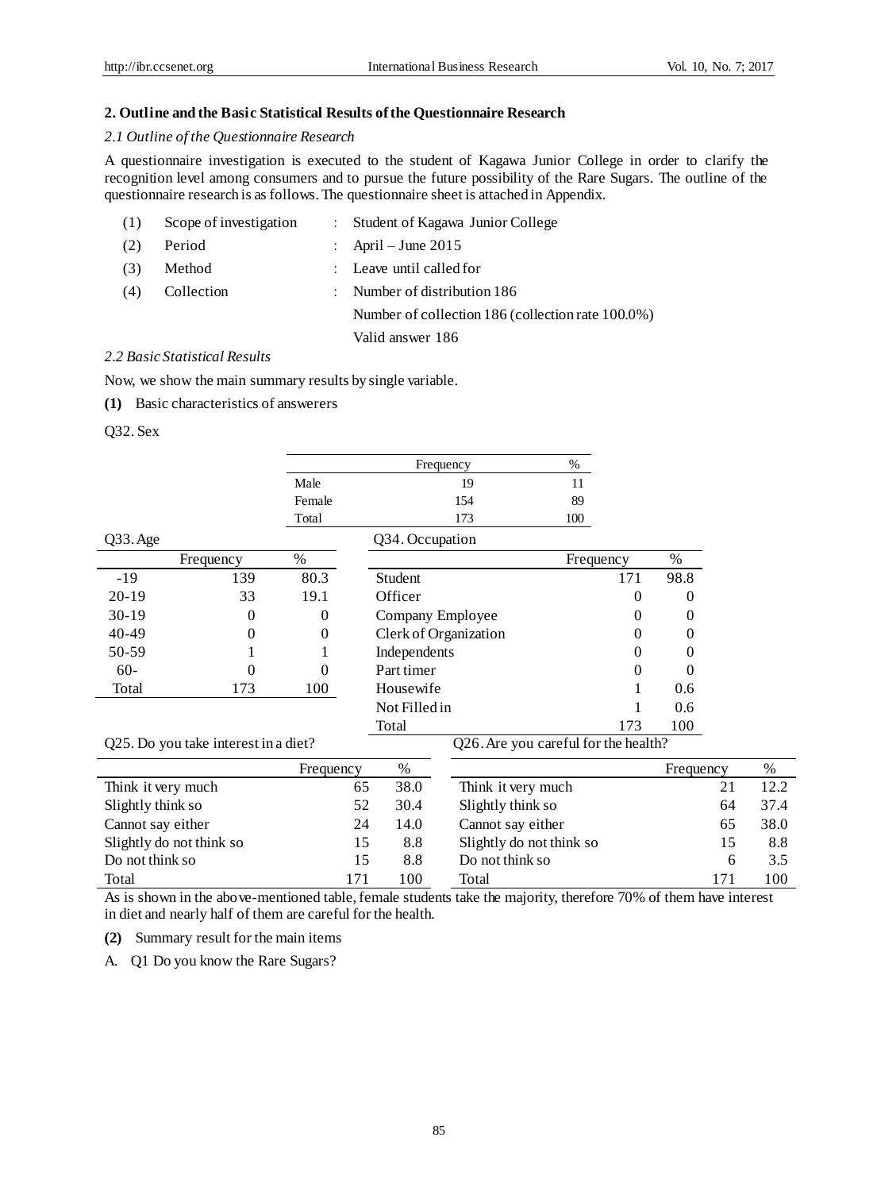## 2. Outline and the Basic Statistical Results of the Questionnaire Research

### *2.1 Outline of the Questionnaire Research*

A questionnaire investigation is executed to the student of Kagawa Junior College in order to clarify the recognition level among consumers and to pursue the future possibility of the Rare Sugars. The outline of the questionnaire research is as follows. The questionnaire sheet is attached in Appendix.

| | | | |
|---|---|---|---|
| (1) | Scope of investigation | : | Student of Kagawa Junior College |
| (2) | Period | : | April – June 2015 |
| (3) | Method | : | Leave until called for |
| (4) | Collection | : | Number of distribution 186 |
| | | | Number of collection 186 (collection rate 100.0%) |
| | | | Valid answer 186 |

### *2.2 Basic Statistical Results*

Now, we show the main summary results by single variable.

**(1)** Basic characteristics of answerers

Q32. Sex

| | Frequency | % |
|---|---|---|
| Male | 19 | 11 |
| Female | 154 | 89 |
| Total | 173 | 100 |

Q33. Age

| | Frequency | % |
|---|---|---|
| -19 | 139 | 80.3 |
| 20-19 | 33 | 19.1 |
| 30-19 | 0 | 0 |
| 40-49 | 0 | 0 |
| 50-59 | 1 | 1 |
| 60- | 0 | 0 |
| Total | 173 | 100 |

Q34. Occupation

| | Frequency | % |
|---|---|---|
| Student | 171 | 98.8 |
| Officer | 0 | 0 |
| Company Employee | 0 | 0 |
| Clerk of Organization | 0 | 0 |
| Independents | 0 | 0 |
| Part timer | 0 | 0 |
| Housewife | 1 | 0.6 |
| Not Filled in | 1 | 0.6 |
| Total | 173 | 100 |

Q25. Do you take interest in a diet?

| | Frequency | % |
|---|---|---|
| Think it very much | 65 | 38.0 |
| Slightly think so | 52 | 30.4 |
| Cannot say either | 24 | 14.0 |
| Slightly do not think so | 15 | 8.8 |
| Do not think so | 15 | 8.8 |
| Total | 171 | 100 |

Q26. Are you careful for the health?

| | Frequency | % |
|---|---|---|
| Think it very much | 21 | 12.2 |
| Slightly think so | 64 | 37.4 |
| Cannot say either | 65 | 38.0 |
| Slightly do not think so | 15 | 8.8 |
| Do not think so | 6 | 3.5 |
| Total | 171 | 100 |

As is shown in the above-mentioned table, female students take the majority, therefore 70% of them have interest in diet and nearly half of them are careful for the health.

**(2)** Summary result for the main items

A. Q1 Do you know the Rare Sugars?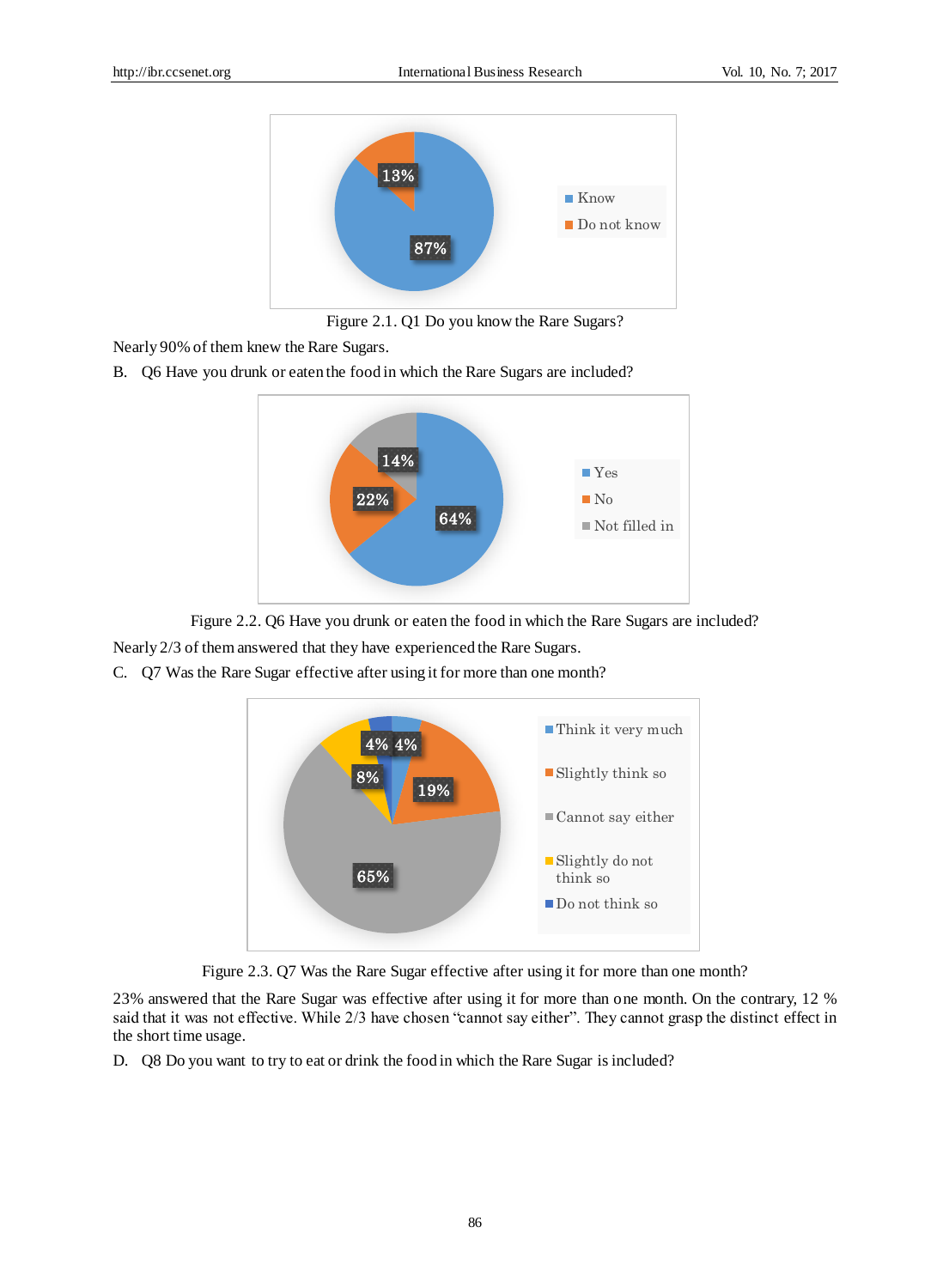Figure 2.1. Q1 Do you know the Rare Sugars?

Nearly 90% of them knew the Rare Sugars.

B. Q6 Have you drunk or eaten the food in which the Rare Sugars are included?

Figure 2.2. Q6 Have you drunk or eaten the food in which the Rare Sugars are included?

Nearly 2/3 of them answered that they have experienced the Rare Sugars.

C. Q7 Was the Rare Sugar effective after using it for more than one month?

Figure 2.3. Q7 Was the Rare Sugar effective after using it for more than one month?

23% answered that the Rare Sugar was effective after using it for more than one month. On the contrary, 12 % said that it was not effective. While 2/3 have chosen "cannot say either". They cannot grasp the distinct effect in the short time usage.

D. Q8 Do you want to try to eat or drink the food in which the Rare Sugar is included?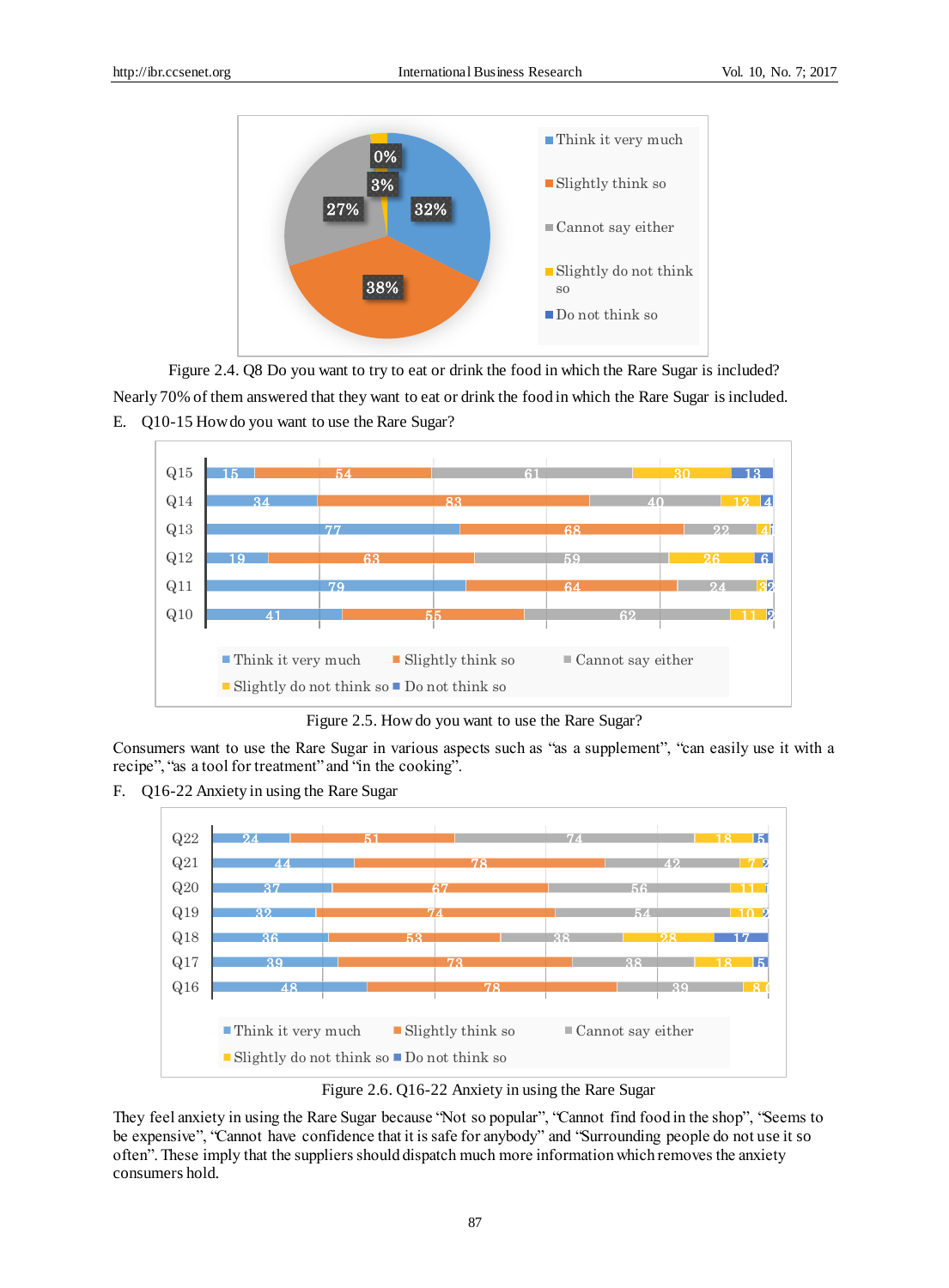Figure 2.4. Q8 Do you want to try to eat or drink the food in which the Rare Sugar is included?

Nearly 70% of them answered that they want to eat or drink the food in which the Rare Sugar is included.

E. Q10-15 How do you want to use the Rare Sugar?

Figure 2.5. How do you want to use the Rare Sugar?

Consumers want to use the Rare Sugar in various aspects such as "as a supplement", "can easily use it with a recipe", "as a tool for treatment" and "in the cooking".

F. Q16-22 Anxiety in using the Rare Sugar

Figure 2.6. Q16-22 Anxiety in using the Rare Sugar

They feel anxiety in using the Rare Sugar because "Not so popular", "Cannot find food in the shop", "Seems to be expensive", "Cannot have confidence that it is safe for anybody" and "Surrounding people do not use it so often". These imply that the suppliers should dispatch much more information which removes the anxiety consumers hold.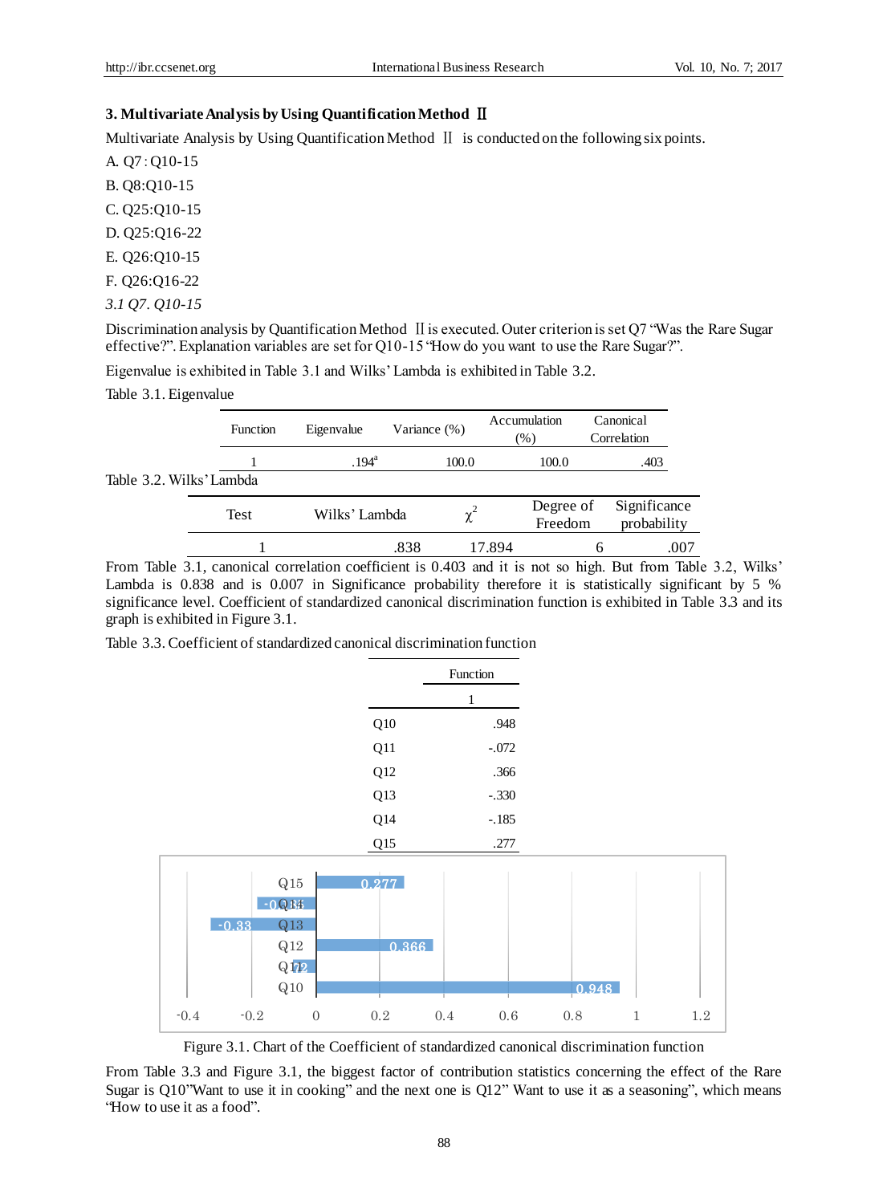## 3. Multivariate Analysis by Using Quantification Method Ⅱ

Multivariate Analysis by Using Quantification Method Ⅱ is conducted on the following six points.

A. Q7：Q10-15

B. Q8:Q10-15

C. Q25:Q10-15

D. Q25:Q16-22

E. Q26:Q10-15

F. Q26:Q16-22

### *3.1 Q7. Q10-15*

Discrimination analysis by Quantification Method Ⅱ is executed. Outer criterion is set Q7 "Was the Rare Sugar effective?". Explanation variables are set for Q10-15 "How do you want to use the Rare Sugar?".

Eigenvalue is exhibited in Table 3.1 and Wilks' Lambda is exhibited in Table 3.2.

Table 3.1. Eigenvalue

| Function | Eigenvalue | Variance (%) | Accumulation (%) | Canonical Correlation |
|---|---|---|---|---|
| 1 | .194[a] | 100.0 | 100.0 | .403 |

Table 3.2. Wilks' Lambda

| Test | Wilks' Lambda | $\chi^2$ | Degree of Freedom | Significance probability |
|---|---|---|---|---|
| 1 | .838 | 17.894 | 6 | .007 |

From Table 3.1, canonical correlation coefficient is 0.403 and it is not so high. But from Table 3.2, Wilks' Lambda is 0.838 and is 0.007 in Significance probability therefore it is statistically significant by 5 % significance level. Coefficient of standardized canonical discrimination function is exhibited in Table 3.3 and its graph is exhibited in Figure 3.1.

Table 3.3. Coefficient of standardized canonical discrimination function

| | Function |
|---|---|
| | 1 |
| Q10 | .948 |
| Q11 | -.072 |
| Q12 | .366 |
| Q13 | -.330 |
| Q14 | -.185 |
| Q15 | .277 |

Figure 3.1. Chart of the Coefficient of standardized canonical discrimination function

From Table 3.3 and Figure 3.1, the biggest factor of contribution statistics concerning the effect of the Rare Sugar is Q10"Want to use it in cooking" and the next one is Q12" Want to use it as a seasoning", which means "How to use it as a food".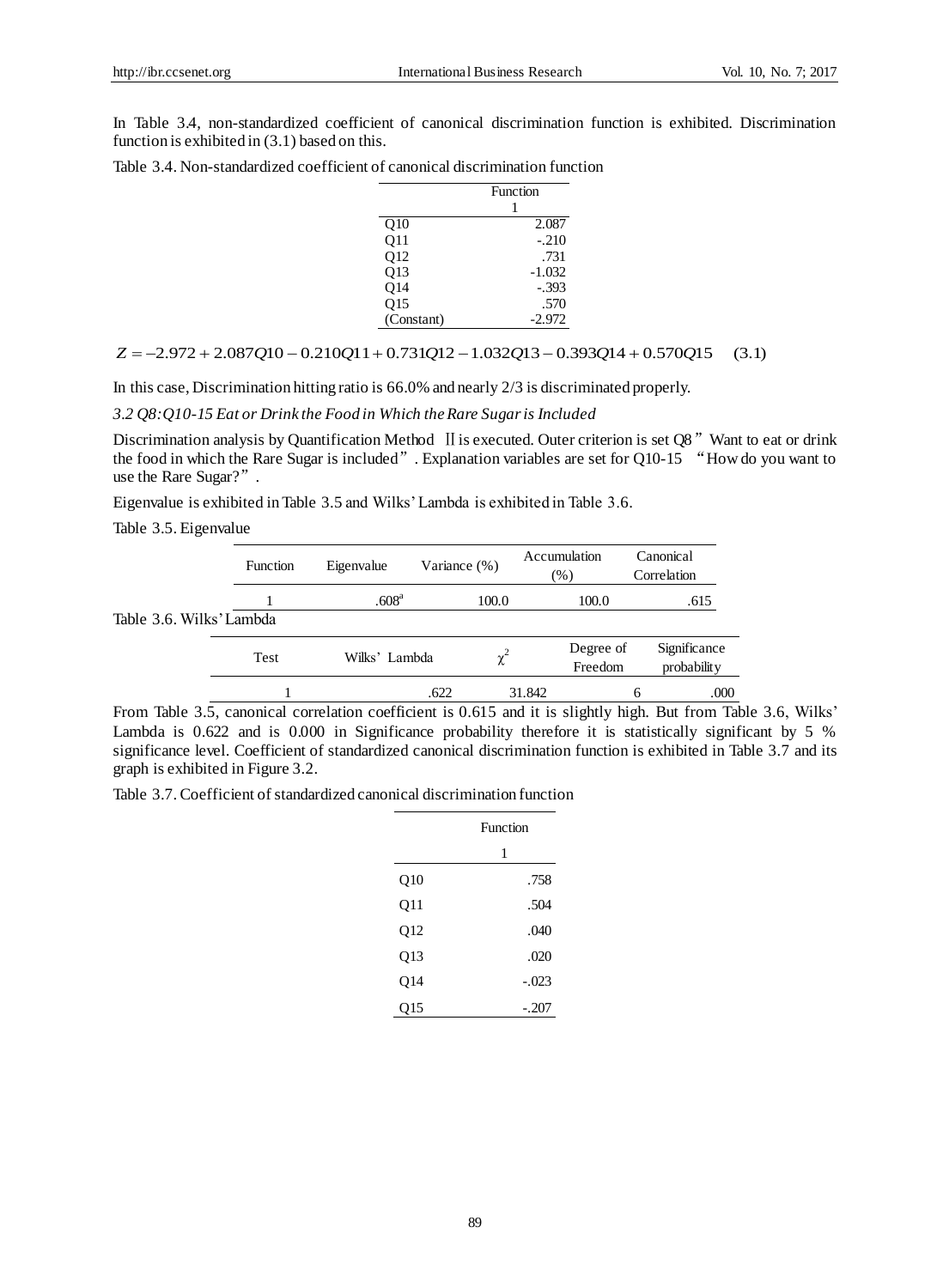In Table 3.4, non-standardized coefficient of canonical discrimination function is exhibited. Discrimination function is exhibited in (3.1) based on this.

Table 3.4. Non-standardized coefficient of canonical discrimination function

| | Function |
|---|---|
| | 1 |
| Q10 | 2.087 |
| Q11 | -.210 |
| Q12 | .731 |
| Q13 | -1.032 |
| Q14 | -.393 |
| Q15 | .570 |
| (Constant) | -2.972 |

$$Z = -2.972 + 2.087Q10 - 0.210Q11 + 0.731Q12 - 1.032Q13 - 0.393Q14 + 0.570Q15 \quad (3.1)$$

In this case, Discrimination hitting ratio is 66.0% and nearly 2/3 is discriminated properly.

### *3.2 Q8:Q10-15 Eat or Drink the Food in Which the Rare Sugar is Included*

Discrimination analysis by Quantification Method Ⅱ is executed. Outer criterion is set Q8 "Want to eat or drink the food in which the Rare Sugar is included". Explanation variables are set for Q10-15 "How do you want to use the Rare Sugar?".

Eigenvalue is exhibited in Table 3.5 and Wilks' Lambda is exhibited in Table 3.6.

Table 3.5. Eigenvalue

| Function | Eigenvalue | Variance (%) | Accumulation (%) | Canonical Correlation |
|---|---|---|---|---|
| 1 | .608[a] | 100.0 | 100.0 | .615 |

Table 3.6. Wilks' Lambda

| Test | Wilks' Lambda | $\chi^2$ | Degree of Freedom | Significance probability |
|---|---|---|---|---|
| 1 | .622 | 31.842 | 6 | .000 |

From Table 3.5, canonical correlation coefficient is 0.615 and it is slightly high. But from Table 3.6, Wilks' Lambda is 0.622 and is 0.000 in Significance probability therefore it is statistically significant by 5 % significance level. Coefficient of standardized canonical discrimination function is exhibited in Table 3.7 and its graph is exhibited in Figure 3.2.

Table 3.7. Coefficient of standardized canonical discrimination function

| | Function |
|---|---|
| | 1 |
| Q10 | .758 |
| Q11 | .504 |
| Q12 | .040 |
| Q13 | .020 |
| Q14 | -.023 |
| Q15 | -.207 |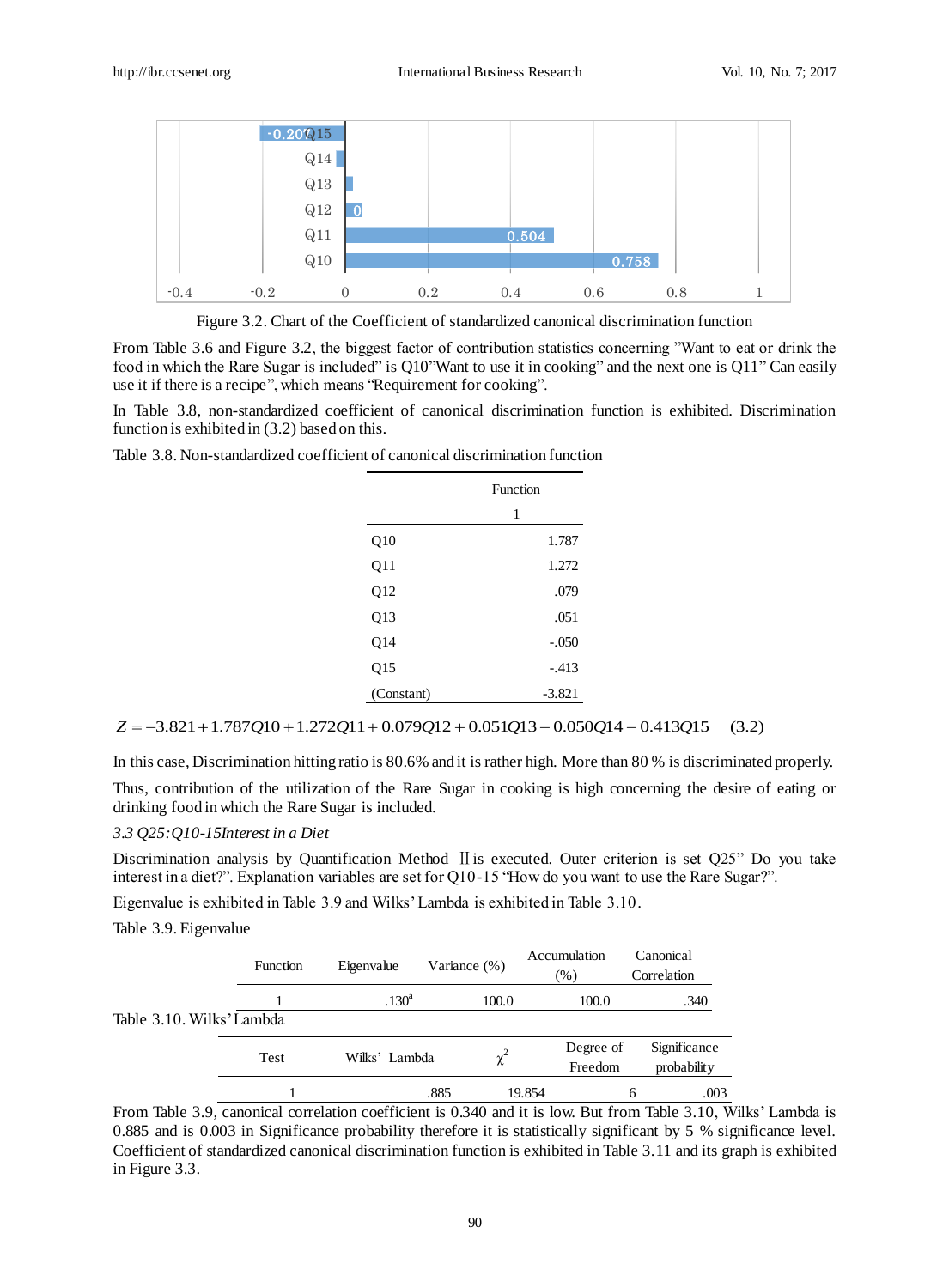Figure 3.2. Chart of the Coefficient of standardized canonical discrimination function

From Table 3.6 and Figure 3.2, the biggest factor of contribution statistics concerning "Want to eat or drink the food in which the Rare Sugar is included" is Q10"Want to use it in cooking" and the next one is Q11" Can easily use it if there is a recipe", which means "Requirement for cooking".

In Table 3.8, non-standardized coefficient of canonical discrimination function is exhibited. Discrimination function is exhibited in (3.2) based on this.

Table 3.8. Non-standardized coefficient of canonical discrimination function

| | Function |
|---|---|
| | 1 |
| Q10 | 1.787 |
| Q11 | 1.272 |
| Q12 | .079 |
| Q13 | .051 |
| Q14 | -.050 |
| Q15 | -.413 |
| (Constant) | -3.821 |

$$Z = -3.821 + 1.787Q10 + 1.272Q11 + 0.079Q12 + 0.051Q13 - 0.050Q14 - 0.413Q15 \quad (3.2)$$

In this case, Discrimination hitting ratio is 80.6% and it is rather high. More than 80 % is discriminated properly.

Thus, contribution of the utilization of the Rare Sugar in cooking is high concerning the desire of eating or drinking food in which the Rare Sugar is included.

*3.3 Q25:Q10-15Interest in a Diet*

Discrimination analysis by Quantification Method Ⅱis executed. Outer criterion is set Q25" Do you take interest in a diet?". Explanation variables are set for Q10-15 "How do you want to use the Rare Sugar?".

Eigenvalue is exhibited in Table 3.9 and Wilks' Lambda is exhibited in Table 3.10.

Table 3.9. Eigenvalue

| Function | Eigenvalue | Variance (%) | Accumulation (%) | Canonical Correlation |
|---|---|---|---|---|
| 1 | .130[a] | 100.0 | 100.0 | .340 |

Table 3.10. Wilks' Lambda

| Test | Wilks' Lambda | $\chi^2$ | Degree of Freedom | Significance probability |
|---|---|---|---|---|
| 1 | .885 | 19.854 | 6 | .003 |

From Table 3.9, canonical correlation coefficient is 0.340 and it is low. But from Table 3.10, Wilks' Lambda is 0.885 and is 0.003 in Significance probability therefore it is statistically significant by 5 % significance level. Coefficient of standardized canonical discrimination function is exhibited in Table 3.11 and its graph is exhibited in Figure 3.3.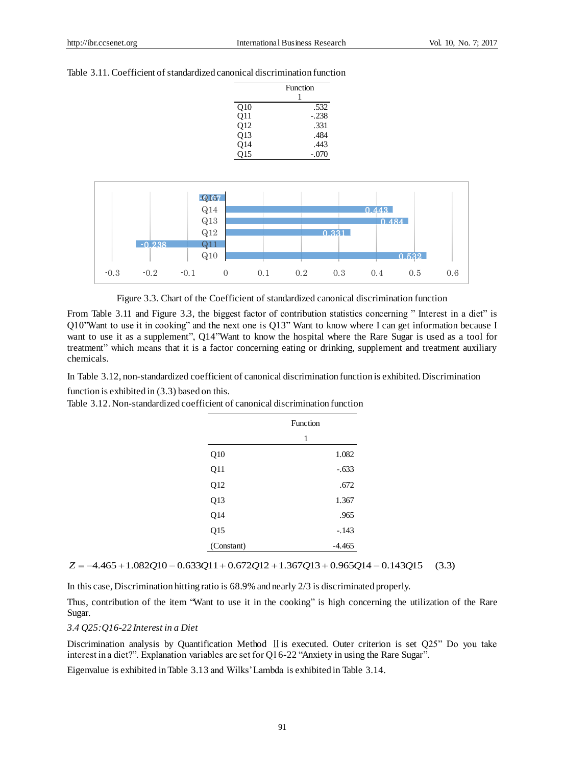Table 3.11. Coefficient of standardized canonical discrimination function

| | Function |
|---|---|
| | 1 |
| Q10 | .532 |
| Q11 | -.238 |
| Q12 | .331 |
| Q13 | .484 |
| Q14 | .443 |
| Q15 | -.070 |

Figure 3.3. Chart of the Coefficient of standardized canonical discrimination function

From Table 3.11 and Figure 3.3, the biggest factor of contribution statistics concerning " Interest in a diet" is Q10"Want to use it in cooking" and the next one is Q13" Want to know where I can get information because I want to use it as a supplement", Q14"Want to know the hospital where the Rare Sugar is used as a tool for treatment" which means that it is a factor concerning eating or drinking, supplement and treatment auxiliary chemicals.

In Table 3.12, non-standardized coefficient of canonical discrimination function is exhibited. Discrimination function is exhibited in (3.3) based on this.

Table 3.12. Non-standardized coefficient of canonical discrimination function

| | Function |
|---|---|
| | 1 |
| Q10 | 1.082 |
| Q11 | -.633 |
| Q12 | .672 |
| Q13 | 1.367 |
| Q14 | .965 |
| Q15 | -.143 |
| (Constant) | -4.465 |

$$Z = -4.465 + 1.082Q10 - 0.633Q11 + 0.672Q12 + 1.367Q13 + 0.965Q14 - 0.143Q15 \quad (3.3)$$

In this case, Discrimination hitting ratio is 68.9% and nearly 2/3 is discriminated properly.

Thus, contribution of the item "Want to use it in the cooking" is high concerning the utilization of the Rare Sugar.

*3.4 Q25:Q16-22 Interest in a Diet*

Discrimination analysis by Quantification Method Ⅱ is executed. Outer criterion is set Q25" Do you take interest in a diet?". Explanation variables are set for Q16-22 "Anxiety in using the Rare Sugar".

Eigenvalue is exhibited in Table 3.13 and Wilks' Lambda is exhibited in Table 3.14.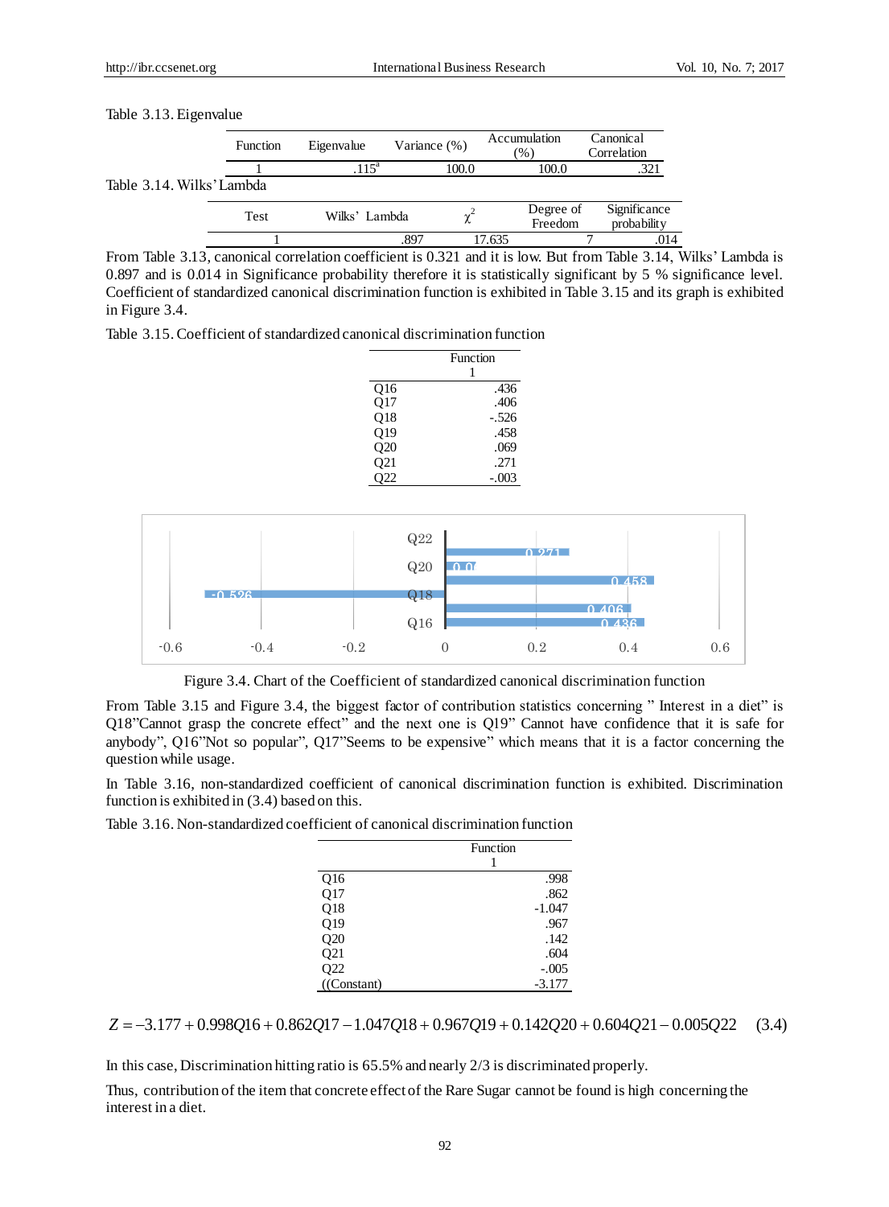Table 3.13. Eigenvalue

| Function | Eigenvalue | Variance (%) | Accumulation (%) | Canonical Correlation |
|---|---|---|---|---|
| 1 | .115[a] | 100.0 | 100.0 | .321 |

Table 3.14. Wilks' Lambda

| Test | Wilks' Lambda | $\chi^2$ | Degree of Freedom | Significance probability |
|---|---|---|---|---|
| 1 | .897 | 17.635 | 7 | .014 |

From Table 3.13, canonical correlation coefficient is 0.321 and it is low. But from Table 3.14, Wilks' Lambda is 0.897 and is 0.014 in Significance probability therefore it is statistically significant by 5 % significance level. Coefficient of standardized canonical discrimination function is exhibited in Table 3.15 and its graph is exhibited in Figure 3.4.

Table 3.15. Coefficient of standardized canonical discrimination function

| | Function 1 |
|---|---|
| Q16 | .436 |
| Q17 | .406 |
| Q18 | -.526 |
| Q19 | .458 |
| Q20 | .069 |
| Q21 | .271 |
| Q22 | -.003 |

Figure 3.4. Chart of the Coefficient of standardized canonical discrimination function

From Table 3.15 and Figure 3.4, the biggest factor of contribution statistics concerning " Interest in a diet" is Q18"Cannot grasp the concrete effect" and the next one is Q19" Cannot have confidence that it is safe for anybody", Q16"Not so popular", Q17"Seems to be expensive" which means that it is a factor concerning the question while usage.

In Table 3.16, non-standardized coefficient of canonical discrimination function is exhibited. Discrimination function is exhibited in (3.4) based on this.

Table 3.16. Non-standardized coefficient of canonical discrimination function

| | Function 1 |
|---|---|
| Q16 | .998 |
| Q17 | .862 |
| Q18 | -1.047 |
| Q19 | .967 |
| Q20 | .142 |
| Q21 | .604 |
| Q22 | -.005 |
| ((Constant) | -3.177 |

$$Z = -3.177 + 0.998Q16 + 0.862Q17 - 1.047Q18 + 0.967Q19 + 0.142Q20 + 0.604Q21 - 0.005Q22 \quad (3.4)$$

In this case, Discrimination hitting ratio is 65.5% and nearly 2/3 is discriminated properly.

Thus, contribution of the item that concrete effect of the Rare Sugar cannot be found is high concerning the interest in a diet.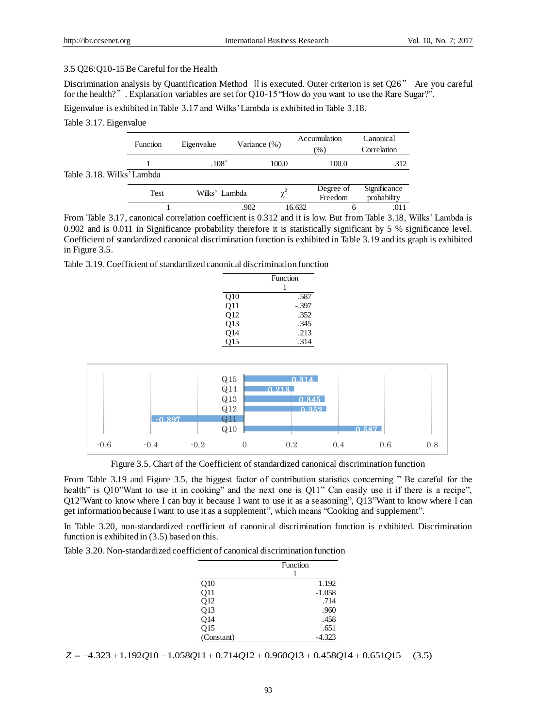3.5 Q26:Q10-15 Be Careful for the Health

Discrimination analysis by Quantification Method Ⅱ is executed. Outer criterion is set Q26" Are you careful for the health?". Explanation variables are set for Q10-15 "How do you want to use the Rare Sugar?".

Eigenvalue is exhibited in Table 3.17 and Wilks' Lambda is exhibited in Table 3.18.

Table 3.17. Eigenvalue

| Function | Eigenvalue | Variance (%) | Accumulation (%) | Canonical Correlation |
|---|---|---|---|---|
| 1 | .108[a] | 100.0 | 100.0 | .312 |

Table 3.18. Wilks' Lambda

| Test | Wilks' Lambda | $\chi^2$ | Degree of Freedom | Significance probability |
|---|---|---|---|---|
| 1 | .902 | 16.632 | 6 | .011 |

From Table 3.17, canonical correlation coefficient is 0.312 and it is low. But from Table 3.18, Wilks' Lambda is 0.902 and is 0.011 in Significance probability therefore it is statistically significant by 5 % significance level. Coefficient of standardized canonical discrimination function is exhibited in Table 3.19 and its graph is exhibited in Figure 3.5.

Table 3.19. Coefficient of standardized canonical discrimination function

| | Function 1 |
|---|---|
| Q10 | .587 |
| Q11 | -.397 |
| Q12 | .352 |
| Q13 | .345 |
| Q14 | .213 |
| Q15 | .314 |

Figure 3.5. Chart of the Coefficient of standardized canonical discrimination function

From Table 3.19 and Figure 3.5, the biggest factor of contribution statistics concerning " Be careful for the health" is Q10"Want to use it in cooking" and the next one is Q11" Can easily use it if there is a recipe", Q12"Want to know where I can buy it because I want to use it as a seasoning", Q13"Want to know where I can get information because I want to use it as a supplement", which means "Cooking and supplement".

In Table 3.20, non-standardized coefficient of canonical discrimination function is exhibited. Discrimination function is exhibited in (3.5) based on this.

Table 3.20. Non-standardized coefficient of canonical discrimination function

| | Function 1 |
|---|---|
| Q10 | 1.192 |
| Q11 | -1.058 |
| Q12 | .714 |
| Q13 | .960 |
| Q14 | .458 |
| Q15 | .651 |
| (Constant) | -4.323 |

$$Z = -4.323 + 1.192Q10 - 1.058Q11 + 0.714Q12 + 0.960Q13 + 0.458Q14 + 0.651Q15 \qquad (3.5)$$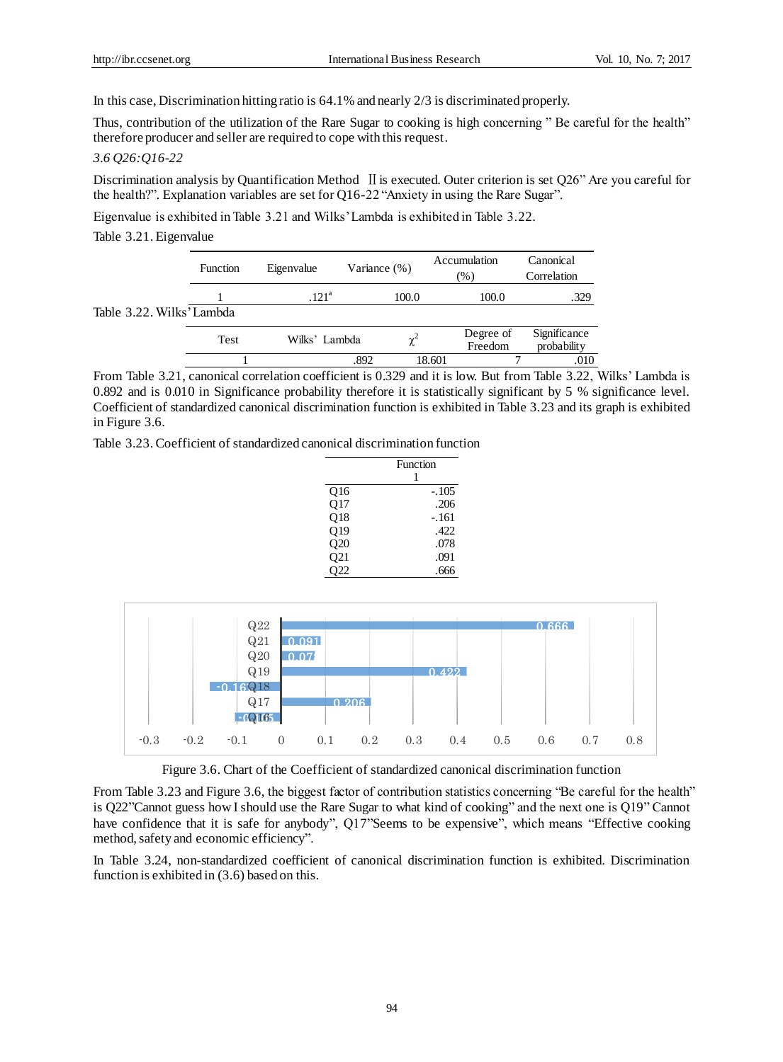In this case, Discrimination hitting ratio is 64.1% and nearly 2/3 is discriminated properly.

Thus, contribution of the utilization of the Rare Sugar to cooking is high concerning " Be careful for the health" therefore producer and seller are required to cope with this request.

*3.6 Q26:Q16-22*

Discrimination analysis by Quantification Method Ⅱ is executed. Outer criterion is set Q26" Are you careful for the health?". Explanation variables are set for Q16-22 "Anxiety in using the Rare Sugar".

Eigenvalue is exhibited in Table 3.21 and Wilks' Lambda is exhibited in Table 3.22.

Table 3.21. Eigenvalue

| Function | Eigenvalue | Variance (%) | Accumulation (%) | Canonical Correlation |
|---|---|---|---|---|
| 1 | .121[a] | 100.0 | 100.0 | .329 |

Table 3.22. Wilks' Lambda

| Test | Wilks' Lambda | $\chi^2$ | Degree of Freedom | Significance probability |
|---|---|---|---|---|
| 1 | .892 | 18.601 | 7 | .010 |

From Table 3.21, canonical correlation coefficient is 0.329 and it is low. But from Table 3.22, Wilks' Lambda is 0.892 and is 0.010 in Significance probability therefore it is statistically significant by 5 % significance level. Coefficient of standardized canonical discrimination function is exhibited in Table 3.23 and its graph is exhibited in Figure 3.6.

Table 3.23. Coefficient of standardized canonical discrimination function

| | Function 1 |
|---|---|
| Q16 | -.105 |
| Q17 | .206 |
| Q18 | -.161 |
| Q19 | .422 |
| Q20 | .078 |
| Q21 | .091 |
| Q22 | .666 |

Figure 3.6. Chart of the Coefficient of standardized canonical discrimination function

From Table 3.23 and Figure 3.6, the biggest factor of contribution statistics concerning "Be careful for the health" is Q22"Cannot guess how I should use the Rare Sugar to what kind of cooking" and the next one is Q19" Cannot have confidence that it is safe for anybody", Q17"Seems to be expensive", which means "Effective cooking method, safety and economic efficiency".

In Table 3.24, non-standardized coefficient of canonical discrimination function is exhibited. Discrimination function is exhibited in (3.6) based on this.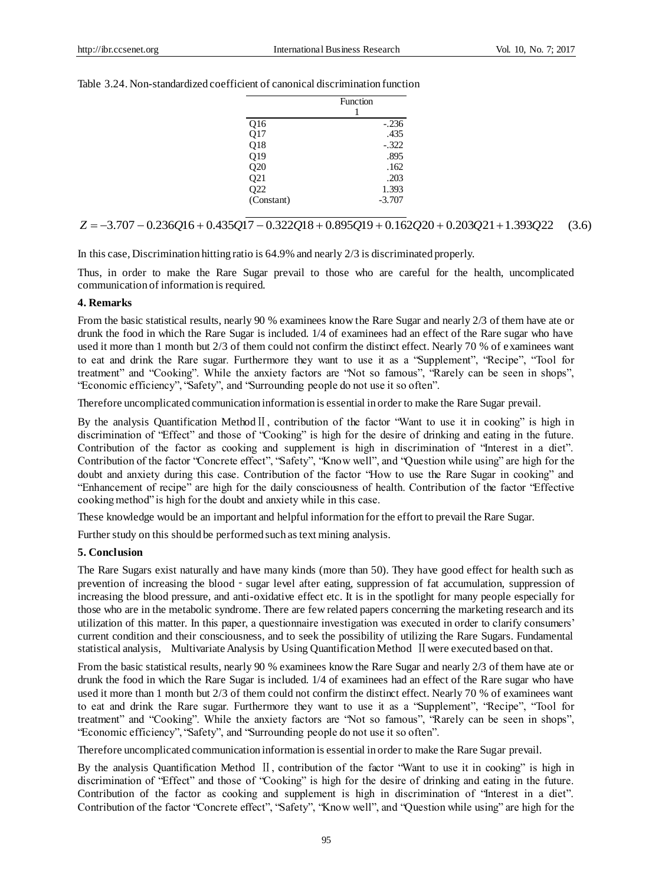Table 3.24. Non-standardized coefficient of canonical discrimination function

| | Function |
|---|---|
| | 1 |
| Q16 | -.236 |
| Q17 | .435 |
| Q18 | -.322 |
| Q19 | .895 |
| Q20 | .162 |
| Q21 | .203 |
| Q22 | 1.393 |
| (Constant) | -3.707 |

$$Z = -3.707 - 0.236Q16 + 0.435Q17 - 0.322Q18 + 0.895Q19 + 0.162Q20 + 0.203Q21 + 1.393Q22 \quad (3.6)$$

In this case, Discrimination hitting ratio is 64.9% and nearly 2/3 is discriminated properly.

Thus, in order to make the Rare Sugar prevail to those who are careful for the health, uncomplicated communication of information is required.

**4. Remarks**

From the basic statistical results, nearly 90 % examinees know the Rare Sugar and nearly 2/3 of them have ate or drunk the food in which the Rare Sugar is included. 1/4 of examinees had an effect of the Rare sugar who have used it more than 1 month but 2/3 of them could not confirm the distinct effect. Nearly 70 % of examinees want to eat and drink the Rare sugar. Furthermore they want to use it as a "Supplement", "Recipe", "Tool for treatment" and "Cooking". While the anxiety factors are "Not so famous", "Rarely can be seen in shops", "Economic efficiency", "Safety", and "Surrounding people do not use it so often".

Therefore uncomplicated communication information is essential in order to make the Rare Sugar prevail.

By the analysis Quantification Method Ⅱ, contribution of the factor "Want to use it in cooking" is high in discrimination of "Effect" and those of "Cooking" is high for the desire of drinking and eating in the future. Contribution of the factor as cooking and supplement is high in discrimination of "Interest in a diet". Contribution of the factor "Concrete effect", "Safety", "Know well", and "Question while using" are high for the doubt and anxiety during this case. Contribution of the factor "How to use the Rare Sugar in cooking" and "Enhancement of recipe" are high for the daily consciousness of health. Contribution of the factor "Effective cooking method" is high for the doubt and anxiety while in this case.

These knowledge would be an important and helpful information for the effort to prevail the Rare Sugar.

Further study on this should be performed such as text mining analysis.

**5. Conclusion**

The Rare Sugars exist naturally and have many kinds (more than 50). They have good effect for health such as prevention of increasing the blood - sugar level after eating, suppression of fat accumulation, suppression of increasing the blood pressure, and anti-oxidative effect etc. It is in the spotlight for many people especially for those who are in the metabolic syndrome. There are few related papers concerning the marketing research and its utilization of this matter. In this paper, a questionnaire investigation was executed in order to clarify consumers' current condition and their consciousness, and to seek the possibility of utilizing the Rare Sugars. Fundamental statistical analysis, Multivariate Analysis by Using Quantification Method Ⅱ were executed based on that.

From the basic statistical results, nearly 90 % examinees know the Rare Sugar and nearly 2/3 of them have ate or drunk the food in which the Rare Sugar is included. 1/4 of examinees had an effect of the Rare sugar who have used it more than 1 month but 2/3 of them could not confirm the distinct effect. Nearly 70 % of examinees want to eat and drink the Rare sugar. Furthermore they want to use it as a "Supplement", "Recipe", "Tool for treatment" and "Cooking". While the anxiety factors are "Not so famous", "Rarely can be seen in shops", "Economic efficiency", "Safety", and "Surrounding people do not use it so often".

Therefore uncomplicated communication information is essential in order to make the Rare Sugar prevail.

By the analysis Quantification Method Ⅱ, contribution of the factor "Want to use it in cooking" is high in discrimination of "Effect" and those of "Cooking" is high for the desire of drinking and eating in the future. Contribution of the factor as cooking and supplement is high in discrimination of "Interest in a diet". Contribution of the factor "Concrete effect", "Safety", "Know well", and "Question while using" are high for the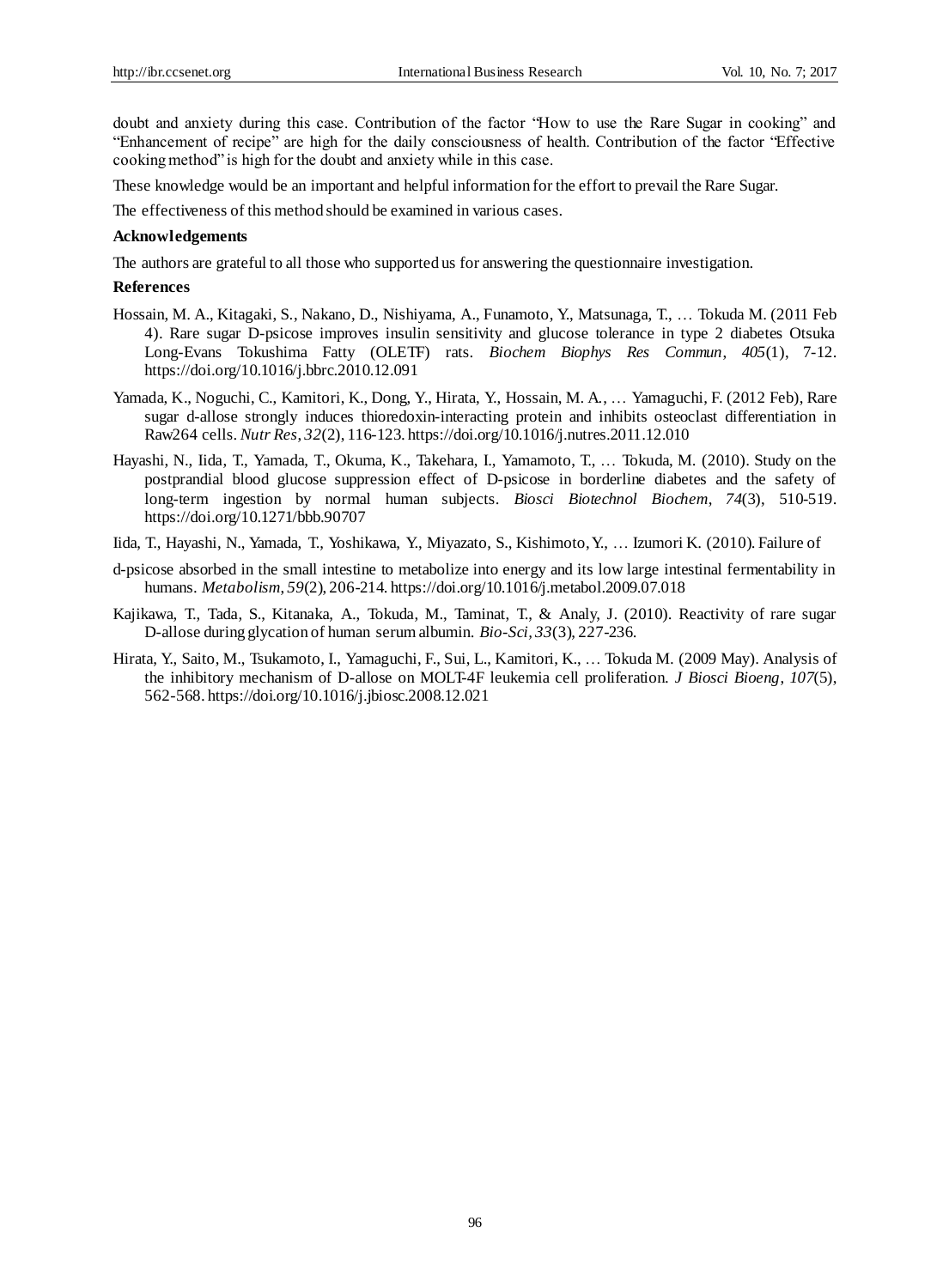doubt and anxiety during this case. Contribution of the factor "How to use the Rare Sugar in cooking" and "Enhancement of recipe" are high for the daily consciousness of health. Contribution of the factor "Effective cooking method" is high for the doubt and anxiety while in this case.

These knowledge would be an important and helpful information for the effort to prevail the Rare Sugar.

The effectiveness of this method should be examined in various cases.

**Acknowledgements**

The authors are grateful to all those who supported us for answering the questionnaire investigation.

**References**

Hossain, M. A., Kitagaki, S., Nakano, D., Nishiyama, A., Funamoto, Y., Matsunaga, T., … Tokuda M. (2011 Feb 4). Rare sugar D-psicose improves insulin sensitivity and glucose tolerance in type 2 diabetes Otsuka Long-Evans Tokushima Fatty (OLETF) rats. *Biochem Biophys Res Commun, 405*(1), 7-12. https://doi.org/10.1016/j.bbrc.2010.12.091

Yamada, K., Noguchi, C., Kamitori, K., Dong, Y., Hirata, Y., Hossain, M. A., … Yamaguchi, F. (2012 Feb), Rare sugar d-allose strongly induces thioredoxin-interacting protein and inhibits osteoclast differentiation in Raw264 cells. *Nutr Res, 32*(2), 116-123. https://doi.org/10.1016/j.nutres.2011.12.010

Hayashi, N., Iida, T., Yamada, T., Okuma, K., Takehara, I., Yamamoto, T., … Tokuda, M. (2010). Study on the postprandial blood glucose suppression effect of D-psicose in borderline diabetes and the safety of long-term ingestion by normal human subjects. *Biosci Biotechnol Biochem, 74*(3), 510-519. https://doi.org/10.1271/bbb.90707

Iida, T., Hayashi, N., Yamada, T., Yoshikawa, Y., Miyazato, S., Kishimoto, Y., … Izumori K. (2010). Failure of d-psicose absorbed in the small intestine to metabolize into energy and its low large intestinal fermentability in humans. *Metabolism, 59*(2), 206-214. https://doi.org/10.1016/j.metabol.2009.07.018

Kajikawa, T., Tada, S., Kitanaka, A., Tokuda, M., Taminat, T., & Analy, J. (2010). Reactivity of rare sugar D-allose during glycation of human serum albumin. *Bio-Sci, 33*(3), 227-236.

Hirata, Y., Saito, M., Tsukamoto, I., Yamaguchi, F., Sui, L., Kamitori, K., … Tokuda M. (2009 May). Analysis of the inhibitory mechanism of D-allose on MOLT-4F leukemia cell proliferation. *J Biosci Bioeng, 107*(5), 562-568. https://doi.org/10.1016/j.jbiosc.2008.12.021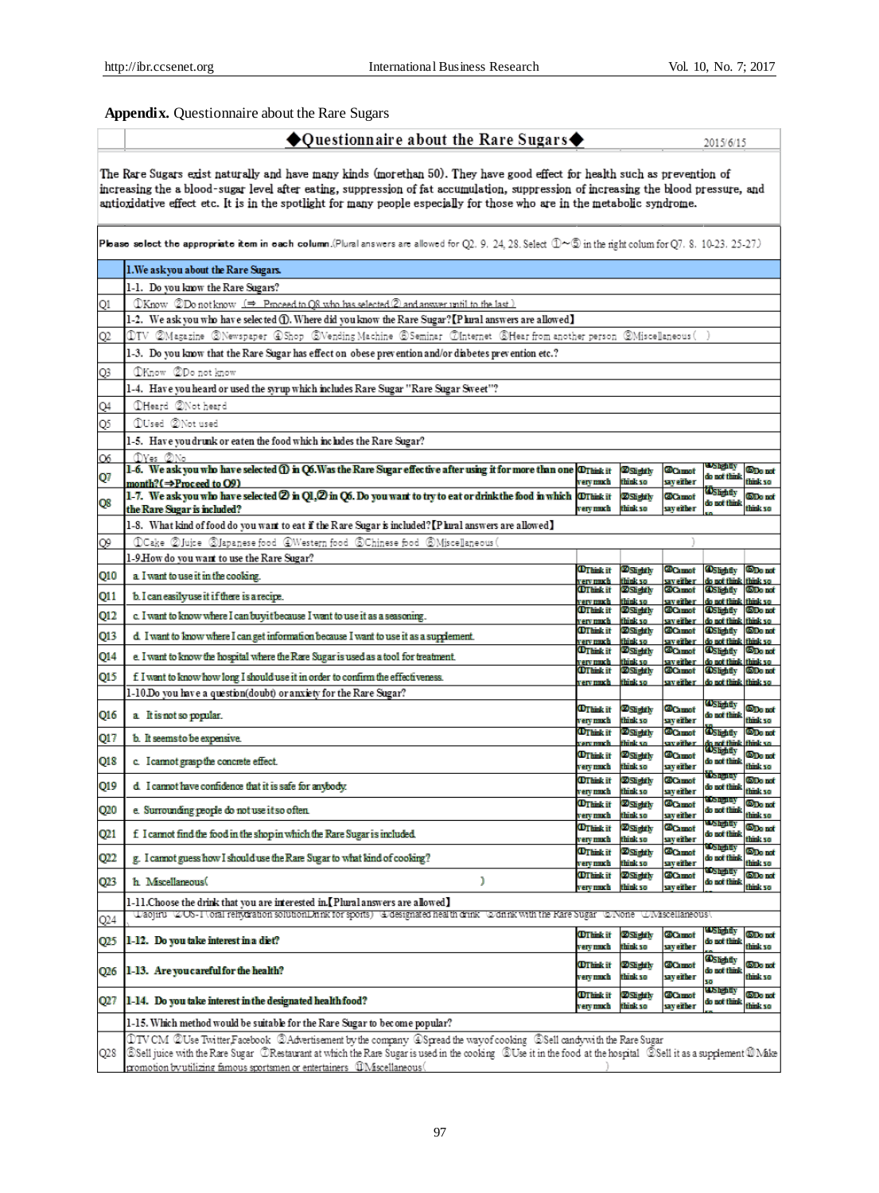**Appendix.** Questionnaire about the Rare Sugars

## ◆Questionnaire about the Rare Sugars◆

2015/6/15

The Rare Sugars exist naturally and have many kinds (more than 50). They have good effect for health such as prevention of increasing the a blood-sugar level after eating, suppression of fat accumulation, suppression of increasing the blood pressure, and antioxidative effect etc. It is in the spotlight for many people especially for those who are in the metabolic syndrome.

**Please select the appropriate item in each column.**(Plural answers are allowed for Q2. 9. 24, 28. Select ①~⑤ in the right colum for Q7. 8. 10-23. 25-27.)

| | **1.We ask you about the Rare Sugars.** | | | | | |
|---|---|---|---|---|---|---|
| | 1-1. Do you know the Rare Sugars? | | | | | |
| Q1 | ①Know ②Do not know (⇒ Proceed to Q8 who has selected ② and answer until to the last.) | | | | | |
| | 1-2. We ask you who have selected ①. Where did you know the Rare Sugar?【Plural answers are allowed】 | | | | | |
| Q2 | ①TV ②Magazine ③Newspaper ④Shop ⑤Vending Machine ⑥Seminar ⑦Internet ⑧Hear from another person ⑨Miscellaneous( ) | | | | | |
| | 1-3. Do you know that the Rare Sugar has effect on obese prevention and/or diabetes prevention etc.? | | | | | |
| Q3 | ①Know ②Do not know | | | | | |
| | 1-4. Have you heard or used the syrup which includes Rare Sugar "Rare Sugar Sweet"? | | | | | |
| Q4 | ①Heard ②Not heard | | | | | |
| Q5 | ①Used ②Not used | | | | | |
| | 1-5. Have you drunk or eaten the food which includes the Rare Sugar? | | | | | |
| Q6 | ①Yes ②No | | | | | |
| Q7 | 1-6. We ask you who have selected ① in Q6.Was the Rare Sugar effective after using it for more than one month?(⇒Proceed to Q9) | ①Think it very much | ②Slightly think so | ③Cannot say either | ④Slightly do not think | ⑤Do not think so |
| Q8 | 1-7. We ask you who have selected ② in Q1,② in Q6. Do you want to try to eat or drink the food in which the Rare Sugar is included? | ①Think it very much | ②Slightly think so | ③Cannot say either | ④Slightly do not think | ⑤Do not think so |
| | 1-8. What kind of food do you want to eat if the Rare Sugar is included?【Plural answers are allowed】 | | | | | |
| Q9 | ①Cake ②Juice ③Japanese food ④Western food ⑤Chinese food ⑥Miscellaneous( ) | | | | | |
| | 1-9.How do you want to use the Rare Sugar? | | | | | |
| Q10 | a. I want to use it in the cooking. | ①Think it very much | ②Slightly think so | ③Cannot say either | ④Slightly do not think | ⑤Do not think so |
| Q11 | b. I can easily use it if there is a recipe. | ①Think it very much | ②Slightly think so | ③Cannot say either | ④Slightly do not think | ⑤Do not think so |
| Q12 | c. I want to know where I can buy it because I want to use it as a seasoning. | ①Think it very much | ②Slightly think so | ③Cannot say either | ④Slightly do not think | ⑤Do not think so |
| Q13 | d. I want to know where I can get information because I want to use it as a supplement. | ①Think it very much | ②Slightly think so | ③Cannot say either | ④Slightly do not think | ⑤Do not think so |
| Q14 | e. I want to know the hospital where the Rare Sugar is used as a tool for treatment. | ①Think it very much | ②Slightly think so | ③Cannot say either | ④Slightly do not think | ⑤Do not think so |
| Q15 | f. I want to know how long I should use it in order to confirm the effectiveness. | ①Think it very much | ②Slightly think so | ③Cannot say either | ④Slightly do not think | ⑤Do not think so |
| | 1-10.Do you have a question(doubt) or anxiety for the Rare Sugar? | | | | | |
| Q16 | a. It is not so popular. | ①Think it very much | ②Slightly think so | ③Cannot say either | ④Slightly do not think | ⑤Do not think so |
| Q17 | b. It seems to be expensive. | ①Think it very much | ②Slightly think so | ③Cannot say either | ④Slightly do not think | ⑤Do not think so |
| Q18 | c. I cannot grasp the concrete effect. | ①Think it very much | ②Slightly think so | ③Cannot say either | ④Slightly do not think | ⑤Do not think so |
| Q19 | d. I cannot have confidence that it is safe for anybody. | ①Think it very much | ②Slightly think so | ③Cannot say either | ④Slightly do not think | ⑤Do not think so |
| Q20 | e. Surrounding people do not use it so often. | ①Think it very much | ②Slightly think so | ③Cannot say either | ④Slightly do not think | ⑤Do not think so |
| Q21 | f. I cannot find the food in the shop in which the Rare Sugar is included. | ①Think it very much | ②Slightly think so | ③Cannot say either | ④Slightly do not think | ⑤Do not think so |
| Q22 | g. I cannot guess how I should use the Rare Sugar to what kind of cooking? | ①Think it very much | ②Slightly think so | ③Cannot say either | ④Slightly do not think | ⑤Do not think so |
| Q23 | h. Miscellaneous( ) | ①Think it very much | ②Slightly think so | ③Cannot say either | ④Slightly do not think | ⑤Do not think so |
| | 1-11.Choose the drink that you are interested in.【Plural answers are allowed】 | | | | | |
| Q24 | ①aojiru ②OS-1 (oral rehydration solution Drink for sports) ③designated health drink ④drink with the Rare Sugar ⑤None ⑥Miscellaneous( ) | | | | | |
| Q25 | 1-12. Do you take interest in a diet? | ①Think it very much | ②Slightly think so | ③Cannot say either | ④Slightly do not think | ⑤Do not think so |
| Q26 | 1-13. Are you careful for the health? | ①Think it very much | ②Slightly think so | ③Cannot say either | ④Slightly do not think | ⑤Do not think so |
| Q27 | 1-14. Do you take interest in the designated health food? | ①Think it very much | ②Slightly think so | ③Cannot say either | ④Slightly do not think | ⑤Do not think so |
| | 1-15. Which method would be suitable for the Rare Sugar to become popular? | | | | | |
| Q28 | ①TV CM ②Use Twitter,Facebook ③Advertisement by the company ④Spread the way of cooking ⑤Sell candy with the Rare Sugar ⑥Sell juice with the Rare Sugar ⑦Restaurant at which the Rare Sugar is used in the cooking ⑧Use it in the food at the hospital ⑨Sell it as a supplement ⑩Make promotion by utilizing famous sportsmen or entertainers ⑪Miscellaneous( ) | | | | | |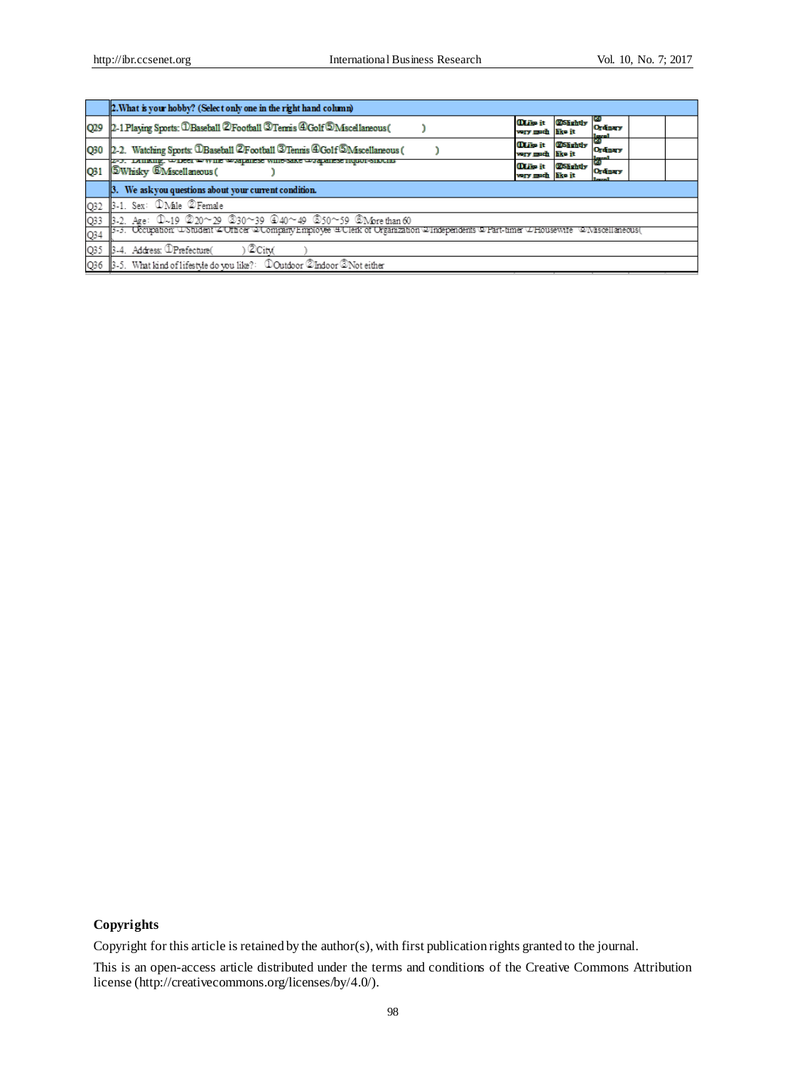| | | | | | | |
|---|---|---|---|---|---|---|
| | 2.What is your hobby? (Select only one in the right hand column) | | | | | |
| Q29 | 2-1.Playing Sports: ①Baseball ②Football ③Tennis ④Golf ⑤Miscellaneous (　　　) | ①Like it very much | ②Slightly like it | ③Ordinary level | | |
| Q30 | 2-2. Watching Sports: ①Baseball ②Football ③Tennis ④Golf ⑤Miscellaneous (　　　) | ①Like it very much | ②Slightly like it | ③Ordinary level | | |
| Q31 | 2-3. Drinking: ①Beer ②Wine ③Japanese wine-sake ④Japanese liquor-shochu ⑤Whisky ⑥Miscellaneous (　　　) | ①Like it very much | ②Slightly like it | ③Ordinary level | | |
| | 3. We ask you questions about your current condition. | | | | | |
| Q32 | 3-1. Sex: ①Male ②Female | | | | | |
| Q33 | 3-2. Age: ①~19 ②20~29 ③30~39 ④40~49 ⑤50~59 ⑥More than 60 | | | | | |
| Q34 | 3-3. Occupation: ①Student ②Officer ③Company Employee ④Clerk of Organization ⑤Independents ⑥Part-timer ⑦Housewife ⑧Miscellaneous( | | | | | |
| Q35 | 3-4. Address: ①Prefecture(　　　) ②City(　　　) | | | | | |
| Q36 | 3-5. What kind of lifestyle do you like?: ①Outdoor ②Indoor ③Not either | | | | | |

## Copyrights

Copyright for this article is retained by the author(s), with first publication rights granted to the journal.

This is an open-access article distributed under the terms and conditions of the Creative Commons Attribution license (http://creativecommons.org/licenses/by/4.0/).